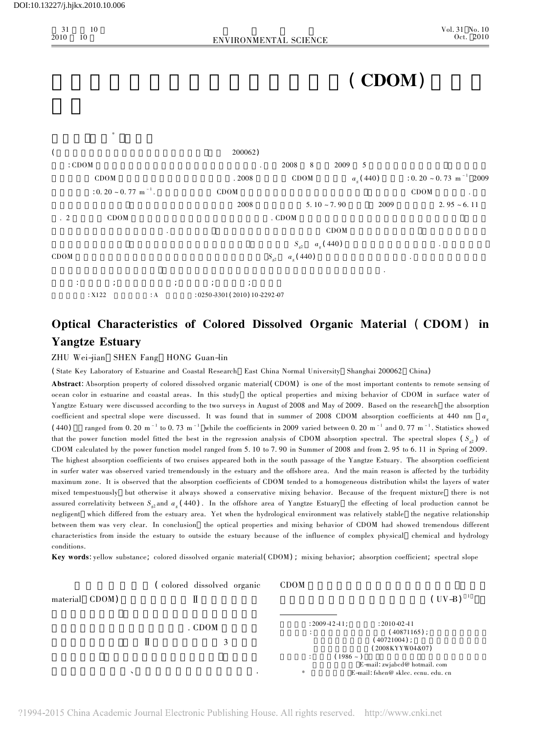DOI:10.13227/j.hjkx.2010.10.006

# ( CDOM)

\*

( 200062)

: CDOM . 2008 8 2009 5 CDOM . 2008 CDOM $a_g(440)$ : 0.20 ~ 0.77 $m^{-1}$ 2009 : 0.20 ~ 0.77 $m^{-1}$. CDOM CDOM . 2008 5.10 ~ 7.90 2009 2.95 ~ 6.11 . 2 CDOM . CDOM . CDOM $S_{g2}$ $a_g(440)$ . CDOM $S_{g2}$ $a_g(440)$ . .

: ; ; ; ; ;

: X122 : A : 0250-3301(2010)10-2292-07

# Optical Characteristics of Colored Dissolved Organic Material ( CDOM ) in Yangtze Estuary

ZHU Wei-jian, SHEN Fang, HONG Guan-lin

( State Key Laboratory of Estuarine and Coastal Research, East China Normal University, Shanghai 200062, China)

**Abstract**: Absorption property of colored dissolved organic material (CDOM) is one of the most important contents to remote sensing of ocean color in estuarine and coastal areas. In this study, the optical properties and mixing behavior of CDOM in surface water of Yangtze Estuary were discussed according to the two surveys in August of 2008 and May of 2009. Based on the research, the absorption coefficient and spectral slope were discussed. It was found that in summer of 2008 CDOM absorption coefficients at 440 nm [$a_g$(440)] ranged from 0.20 $m^{-1}$ to 0.73 $m^{-1}$, while the coefficients in 2009 varied between 0.20 $m^{-1}$ and 0.77 $m^{-1}$. Statistics showed that the power function model fitted the best in the regression analysis of CDOM absorption spectral. The spectral slopes ($S_{g2}$) of CDOM calculated by the power function model ranged from 5.10 to 7.90 in Summer of 2008 and from 2.95 to 6.11 in Spring of 2009. The highest absorption coefficients of two cruises appeared both in the south passage of the Yangtze Estuary. The absorption coefficient in surfer water was observed varied tremendously in the estuary and the offshore area. And the main reason is affected by the turbidity maximum zone. It is observed that the absorption coefficients of CDOM tended to a homogeneous distribution whilst the layers of water mixed tempestuously, but otherwise it always showed a conservative mixing behavior. Because of the frequent mixture, there is not assured correlativity between $S_{g2}$ and $a_g$(440). In the offshore area of Yangtze Estuary, the effecting of local production cannot be negligent, which differed from the estuary area. Yet when the hydrological environment was relatively stable, the negative relationship between them was very clear. In conclusion, the optical properties and mixing behavior of CDOM had showed tremendous different characteristics from inside the estuary to outside the estuary because of the influence of complex physical, chemical and hydrology conditions.

**Key words**: yellow substance; colored dissolved organic material (CDOM); mixing behavior; absorption coefficient; spectral slope

(colored dissolved organic material, CDOM) Ⅱ . CDOM Ⅱ 3 、 .

CDOM (UV-B)[1]

: 2009-12-11; : 2010-02-11

: (40871165); (40721004); (2008KYYW04&07)

: (1986 ~ ), E-mail: zwjabcd@hotmail.com

\* E-mail: fshen@sklec.ecnu.edu.cn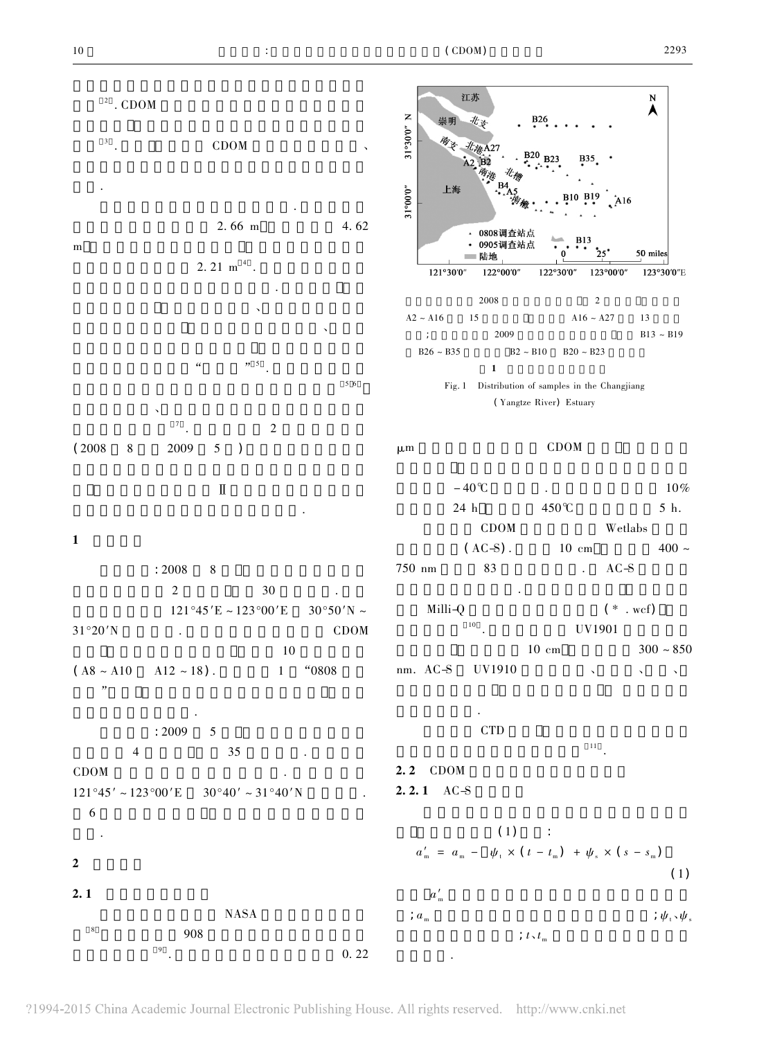[2]. CDOM

[3]. CDOM 、

.

.

2.66 m 4.62 m

2.21 m[4].

.

、

、

“ ”[5].

[5,6]

、

[7]. 2 (2008 8 2009 5 )

Ⅱ

.

## 1

:2008 8

2 30 .

121°45′E ~ 123°00′E 30°50′N ~ 31°20′N . CDOM

10 (A8 ~ A10 A12 ~ 18). 1 “0808

”

.

:2009 5

4 35 .

CDOM .

121°45′ ~ 123°00′E 30°40′ ~ 31°40′N .

6

.

## 2

### 2.1

NASA

[8] 908

[9]. 0.22

江苏 崇明 北支 南支 北港 南港 北槽 南槽 上海 A27 A2 B2 B4 A5 B20 B23 B35 B26 B10 B19 A16 B13 0808调查站点 0905调查站点 陆地 0 25 50 miles 31°30′0″N 31°00′0″ 121°30′0″ 122°00′0″ 122°30′0″ 123°00′0″ 123°30′0″E

2008 2 A2 ~ A16 15 A16 ~ A27 13 ; 2009 B13 ~ B19 B26 ~ B35 B2 ~ B10 B20 ~ B23

1

Fig. 1 Distribution of samples in the Changjiang (Yangtze River) Estuary

μm CDOM

−40℃ . 10%

24 h 450℃ 5 h.

CDOM Wetlabs

(AC-S). 10 cm 400 ~ 750 nm 83 . AC-S

.

Milli-Q (*.wcf)

[10]. UV1901

10 cm 300 ~ 850 nm. AC-S UV1910 、 、 、

.

CTD

[11].

### 2.2 CDOM

#### 2.2.1 AC-S

(1) :

$$a'_m = a_m - [\psi_t \times (t - t_m) + \psi_s \times (s - s_m)] \quad (1)$$

$a'_m$

; $a_m$ ; $\psi_t$、$\psi_s$

; $t$、$t_m$

.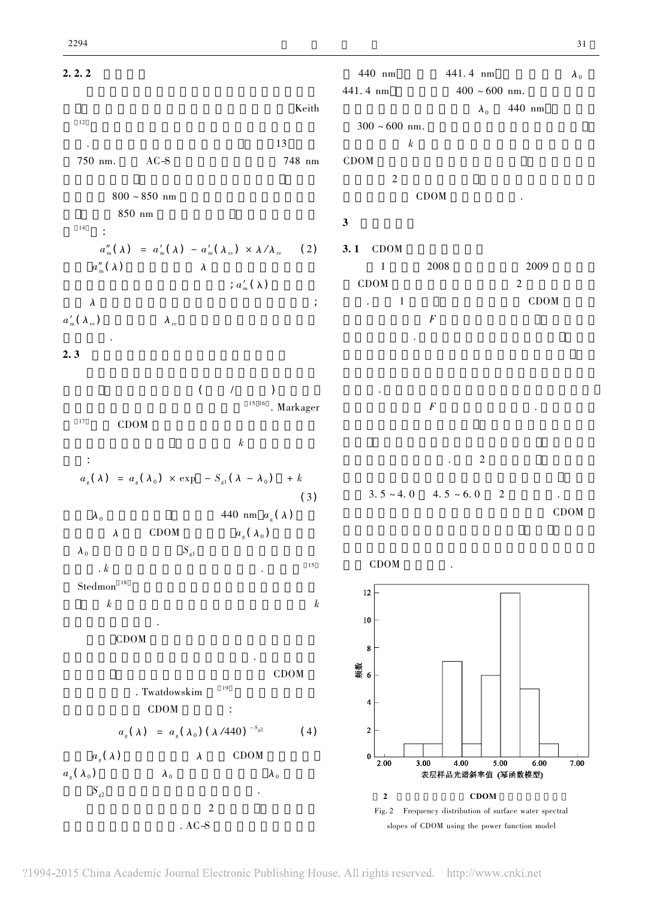**2.2.2**

Keith [12]

. 13

750 nm. AC-S 748 nm

800 ~ 850 nm

850 nm

[14] :

$$a''_m(\lambda) = a'_m(\lambda) - a'_m(\lambda_{re}) \times \lambda / \lambda_{re} \quad (2)$$

$a''_m(\lambda)$ $\lambda$ ; $a'_m(\lambda)$

$\lambda$ ;

$a'_m(\lambda_{re})$ $\lambda_{re}$

.

**2.3**

( / )

[15,16]. Markager

[17] CDOM

$k$

:

$$a_g(\lambda) = a_g(\lambda_0) \times \exp[-S_{g1}(\lambda - \lambda_0)] + k \quad (3)$$

$\lambda_0$ 440 nm $a_g(\lambda)$

$\lambda$ CDOM $a_g(\lambda_0)$

$\lambda_0$ $S_{g1}$

. $k$ . [15]

Stedmon[18]

$k$ $k$

.

CDOM

.

CDOM

. Twatdowskim [19]

CDOM :

$$a_g(\lambda) = a_g(\lambda_0)(\lambda/440)^{-S_{g2}} \quad (4)$$

$a_g(\lambda)$ $\lambda$ CDOM

$a_g(\lambda_0)$ $\lambda_0$ $\lambda_0$

$S_{g2}$ .

2

. AC-S

440 nm 441.4 nm $\lambda_0$

441.4 nm 400 ~ 600 nm.

$\lambda_0$ 440 nm

300 ~ 600 nm.

$k$

CDOM

2

CDOM .

## 3

### 3.1 CDOM

1 2008 2009

CDOM 2

. 1 CDOM

$F$

.

.

$F$ .

. 2

3.5 ~ 4.0 4.5 ~ 6.0 2 .

CDOM

CDOM .

2 CDOM

Fig. 2 Frequency distribution of surface water spectral slopes of CDOM using the power function model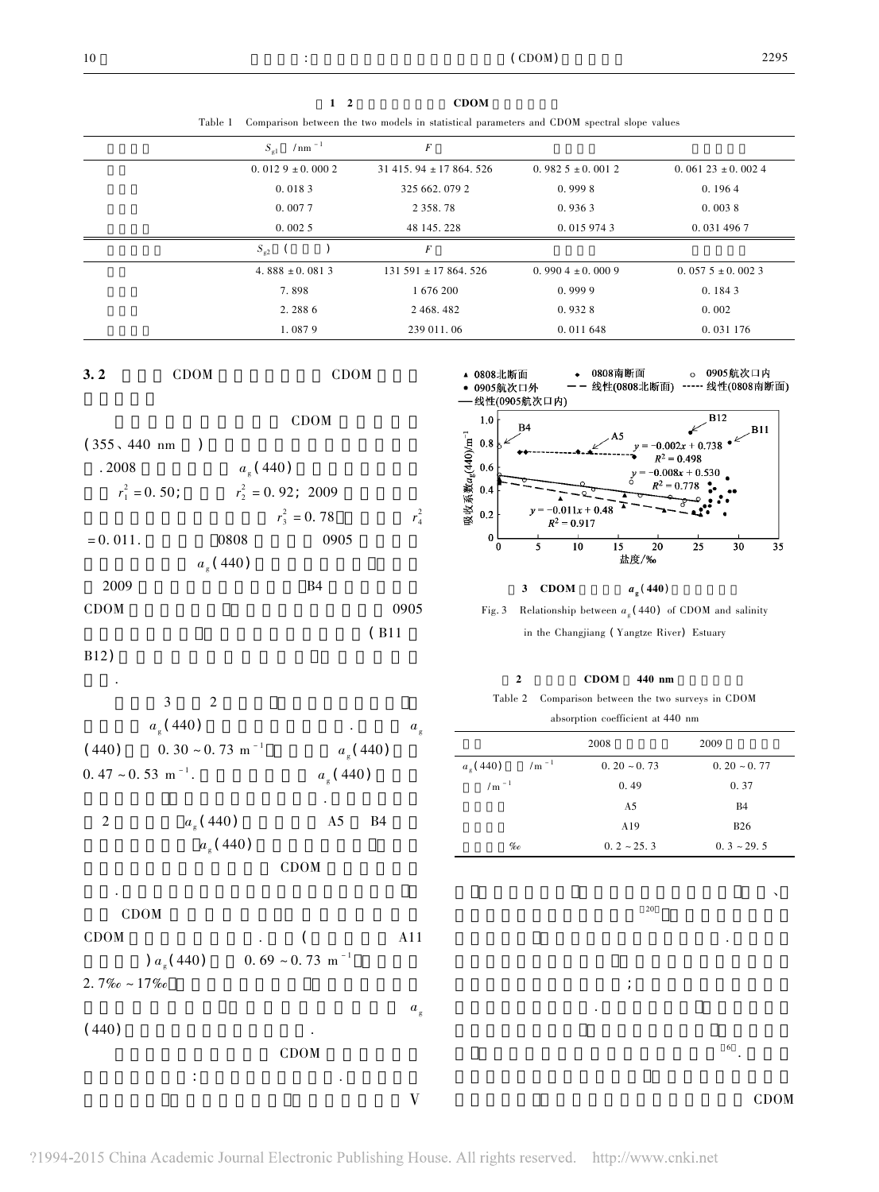表 1 2 CDOM

Table 1 Comparison between the two models in statistical parameters and CDOM spectral slope values

| | $S_{g1}$ /nm$^{-1}$ | $F$ | | |
|---|---|---|---|---|
| | 0.012 9 ± 0.000 2 | 31 415.94 ± 17 864.526 | 0.982 5 ± 0.001 2 | 0.061 23 ± 0.002 4 |
| | 0.018 3 | 325 662.079 2 | 0.999 8 | 0.196 4 |
| | 0.007 7 | 2 358.78 | 0.936 3 | 0.003 8 |
| | 0.002 5 | 48 145.228 | 0.015 974 3 | 0.031 496 7 |
| | $S_{g2}$ ( ) | $F$ | | |
| | 4.888 ± 0.081 3 | 131 591 ± 17 864.526 | 0.990 4 ± 0.000 9 | 0.057 5 ± 0.002 3 |
| | 7.898 | 1 676 200 | 0.999 9 | 0.184 3 |
| | 2.288 6 | 2 468.482 | 0.932 8 | 0.002 |
| | 1.087 9 | 239 011.06 | 0.011 648 | 0.031 176 |

## 3.2 CDOM CDOM

CDOM (355、440 nm ) .2008 $a_g(440)$ $r_1^2=0.50$; $r_2^2=0.92$; 2009 $r_3^2=0.78$ $r_4^2=0.011$. 0808 0905 $a_g(440)$ 2009 B4 CDOM 0905 (B11 B12) .

3 2 $a_g(440)$ . $a_g(440)$ 0.30 ~ 0.73 m$^{-1}$ $a_g(440)$ 0.47 ~ 0.53 m$^{-1}$. $a_g(440)$ . 2 $a_g(440)$ A5 B4 $a_g(440)$ CDOM . CDOM CDOM . ( A11 ) $a_g(440)$ 0.69 ~ 0.73 m$^{-1}$ 2.7‰ ~ 17‰ $a_g(440)$ .

CDOM : . V

▲ 0808北断面 ◆ 0808南断面 ○ 0905航次口内 ● 0905航次口外 — — 线性(0808北断面) ----- 线性(0808南断面) —— 线性(0905航次口内)

$y = -0.002x + 0.738$, $R^2 = 0.498$
$y = -0.008x + 0.530$, $R^2 = 0.778$
$y = -0.011x + 0.48$, $R^2 = 0.917$

吸收系数$a_g(440)$/m$^{-1}$ ; 盐度/‰

3 CDOM $a_g(440)$

Fig. 3 Relationship between $a_g(440)$ of CDOM and salinity in the Changjiang (Yangtze River) Estuary

2 CDOM 440 nm

Table 2 Comparison between the two surveys in CDOM absorption coefficient at 440 nm

| | 2008 | 2009 |
|---|---|---|
| $a_g(440)$ /m$^{-1}$ | 0.20 ~ 0.73 | 0.20 ~ 0.77 |
| /m$^{-1}$ | 0.49 | 0.37 |
| | A5 | B4 |
| | A19 | B26 |
| ‰ | 0.2 ~ 25.3 | 0.3 ~ 29.5 |

、 [20] . ; . [6]. CDOM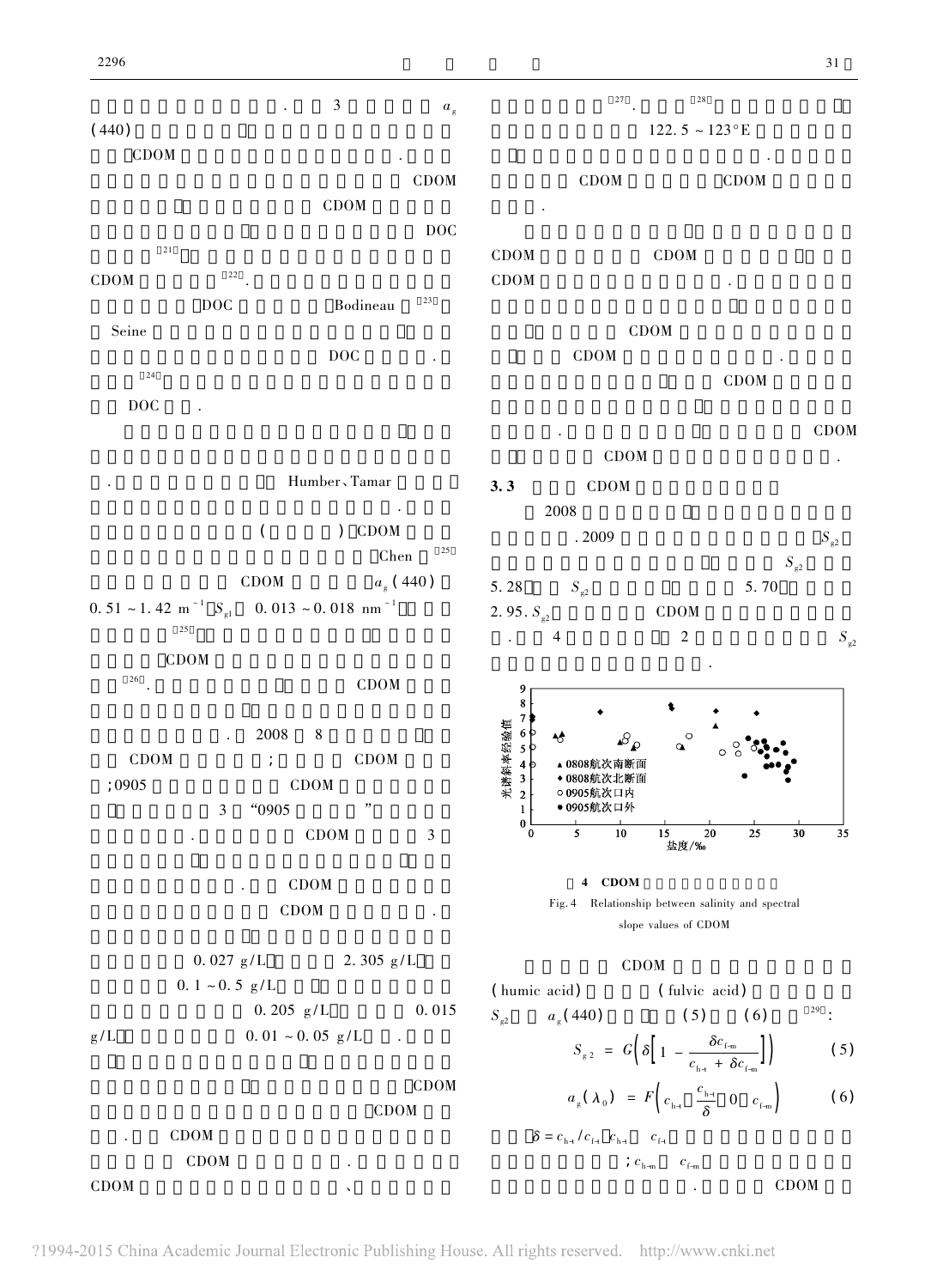. 3 $a_g$(440)

CDOM .

CDOM

CDOM

DOC

[21]

CDOM [22].

DOC Bodineau[23]

Seine

DOC .

[24]

DOC .

. Humber、Tamar

.

( ) CDOM

Chen[25]

CDOM $a_g$(440)

0.51 ~ 1.42 $m^{-1}$ $S_{g1}$ 0.013 ~ 0.018 $nm^{-1}$

[25]

CDOM

[26]. CDOM

. 2008 8

CDOM ; CDOM

;0905 CDOM

3 “0905 ”

. CDOM 3

. CDOM

CDOM .

0.027 g/L 2.305 g/L

0.1 ~ 0.5 g/L

0.205 g/L 0.015 g/L 0.01 ~ 0.05 g/L .

CDOM

CDOM

. CDOM

CDOM .

CDOM 、

[27]. [28]

122.5 ~ 123°E

.

CDOM CDOM

.

CDOM CDOM

CDOM .

CDOM

CDOM .

CDOM

. CDOM

CDOM .

### 3.3 CDOM

2008

. 2009 $S_{g2}$

$S_{g2}$

5.28 $S_{g2}$ 5.70

2.95. $S_{g2}$ CDOM

. 4 2 $S_{g2}$

.

4 CDOM

Fig. 4 Relationship between salinity and spectral slope values of CDOM

CDOM

(humic acid) (fulvic acid)

$S_{g2}$ $a_g$(440) (5) (6)[29]:

$$S_{g2} = G\left(\delta\left[1 - \frac{\delta c_{f-m}}{c_{h-t} + \delta c_{f-m}}\right]\right) \quad (5)$$

$$a_g(\lambda_0) = F\left(c_{h-t}, \frac{c_{h-t}}{\delta}, 0, c_{f-m}\right) \quad (6)$$

$\delta = c_{h-t}/c_{f-t}$ $c_{h-t}$ $c_{f-t}$

; $c_{h-m}$ $c_{f-m}$

. CDOM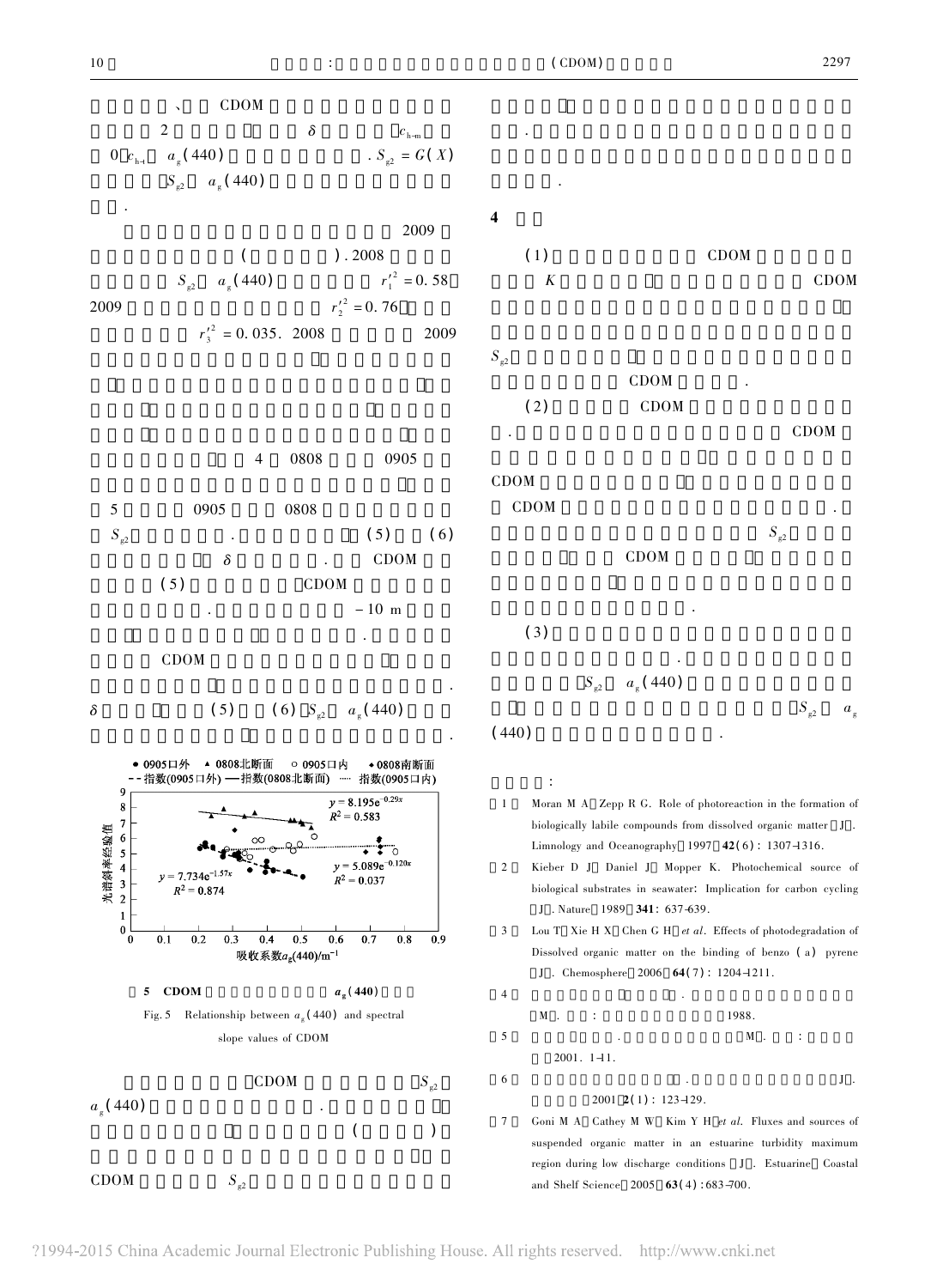、 CDOM

2 $\delta$ $c_{h-m}$

0 $c_{h-i}$ $a_g(440)$ . $S_{g2} = G(X)$

$S_{g2}$ $a_g(440)$

.

2009

( ). 2008

$S_{g2}$ $a_g(440)$ $r_1'^2 = 0.58$

2009 $r_2'^2 = 0.76$

$r_3'^2 = 0.035$. 2008 2009

4 0808 0905

5 0905 0808

$S_{g2}$ . (5) (6)

$\delta$ . CDOM

(5) CDOM

. −10 m

.

CDOM

.

$\delta$ (5) (6) $S_{g2}$ $a_g(440)$

.

5 CDOM $a_g(440)$

Fig. 5 Relationship between $a_g(440)$ and spectral slope values of CDOM

CDOM $S_{g2}$

$a_g(440)$ .

( )

CDOM $S_{g2}$

.

.

## 4

(1) CDOM

$K$ CDOM

$S_{g2}$

CDOM .

(2) CDOM

. CDOM

CDOM

CDOM .

$S_{g2}$

CDOM

.

(3)

.

$S_{g2}$ $a_g(440)$

$S_{g2}$ $a_g(440)$ .

：

[1] Moran M A, Zepp R G. Role of photoreaction in the formation of biologically labile compounds from dissolved organic matter [J]. Limnology and Oceanography, 1997, **42**(6): 1307-1316.

[2] Kieber D J, Daniel J, Mopper K. Photochemical source of biological substrates in seawater: Implication for carbon cycling [J]. Nature, 1989, **341**: 637-639.

[3] Lou T, Xie H X, Chen G H, *et al*. Effects of photodegradation of Dissolved organic matter on the binding of benzo (a) pyrene [J]. Chemosphere, 2006, **64**(7): 1204-1211.

[4] . [M]. : 1988.

[5] . [M]. : 2001. 1-11.

[6] . [J]. 2001, **2**(1): 123-129.

[7] Goni M A, Cathey M W, Kim Y H, *et al*. Fluxes and sources of suspended organic matter in an estuarine turbidity maximum region during low discharge conditions [J]. Estuarine, Coastal and Shelf Science, 2005, **63**(4): 683-700.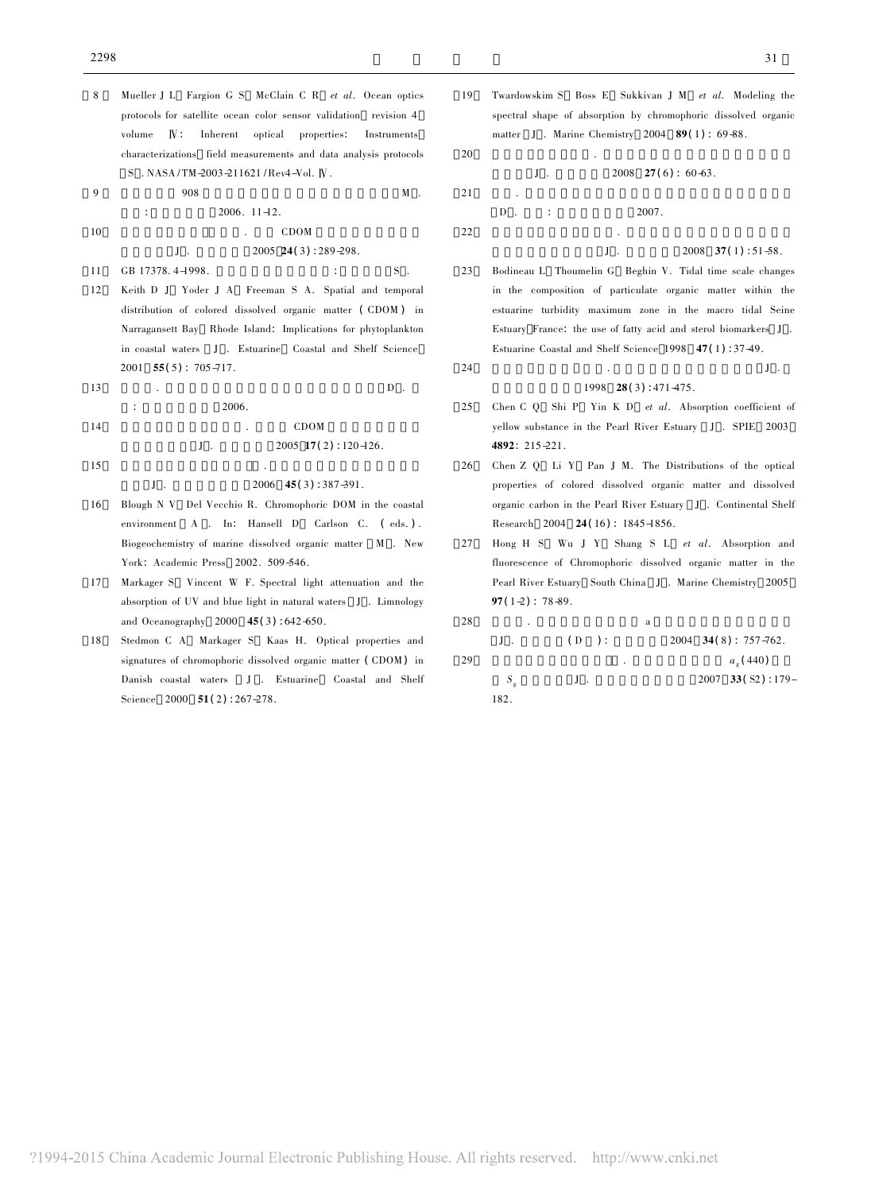[8] Mueller J L, Fargion G S, McClain C R, *et al*. Ocean optics protocols for satellite ocean color sensor validation, revision 4, volume Ⅳ: Inherent optical properties: Instruments characterizations, field measurements and data analysis protocols [S]. NASA/TM-2003-211621/Rev4-Vol. Ⅳ.

[9] 908 [M]. : 2006. 11-12.

[10] . CDOM [J]. 2005, **24**(3): 289-298.

[11] GB 17378. 4-1998. : [S].

[12] Keith D J, Yoder J A, Freeman S A. Spatial and temporal distribution of colored dissolved organic matter (CDOM) in Narragansett Bay, Rhode Island: Implications for phytoplankton in coastal waters [J]. Estuarine, Coastal and Shelf Science, 2001, **55**(5): 705-717.

[13] . [D]. : 2006.

[14] . CDOM [J]. 2005, **17**(2): 120-126.

[15] . [J]. 2006, **45**(3): 387-391.

[16] Blough N V, Del Vecchio R. Chromophoric DOM in the coastal environment [A]. In: Hansell D, Carlson C. (eds.). Biogeochemistry of marine dissolved organic matter [M]. New York: Academic Press, 2002. 509-546.

[17] Markager S, Vincent W F. Spectral light attenuation and the absorption of UV and blue light in natural waters [J]. Limnology and Oceanography, 2000, **45**(3): 642-650.

[18] Stedmon C A, Markager S, Kaas H. Optical properties and signatures of chromophoric dissolved organic matter (CDOM) in Danish coastal waters [J]. Estuarine, Coastal and Shelf Science, 2000, **51**(2): 267-278.

[19] Twardowskim S, Boss E, Sukkivan J M, *et al*. Modeling the spectral shape of absorption by chromophoric dissolved organic matter [J]. Marine Chemistry, 2004, **89**(1): 69-88.

[20] . [J]. 2008, **27**(6): 60-63.

[21] . [D]. : 2007.

[22] . [J]. 2008, **37**(1): 51-58.

[23] Bodineau L, Thoumelin G, Beghin V. Tidal time scale changes in the composition of particulate organic matter within the estuarine turbidity maximum zone in the macro tidal Seine Estuary, France: the use of fatty acid and sterol biomarkers [J]. Estuarine, Coastal and Shelf Science, 1998, **47**(1): 37-49.

[24] . [J]. 1998, **28**(3): 471-475.

[25] Chen C Q, Shi P, Yin K D, *et al*. Absorption coefficient of yellow substance in the Pearl River Estuary [J]. SPIE, 2003, **4892**: 215-221.

[26] Chen Z Q, Li Y, Pan J M. The Distributions of the optical properties of colored dissolved organic matter and dissolved organic carbon in the Pearl River Estuary [J]. Continental Shelf Research, 2004, **24**(16): 1845-1856.

[27] Hong H S, Wu J Y, Shang S L, *et al*. Absorption and fluorescence of Chromophoric dissolved organic matter in the Pearl River Estuary, South China [J]. Marine Chemistry, 2005, **97**(1-2): 78-89.

[28] . a [J]. (D): 2004, **34**(8): 757-762.

[29] . $a_g(440)$ $S_g$ [J]. 2007, **33**(S2): 179-182.